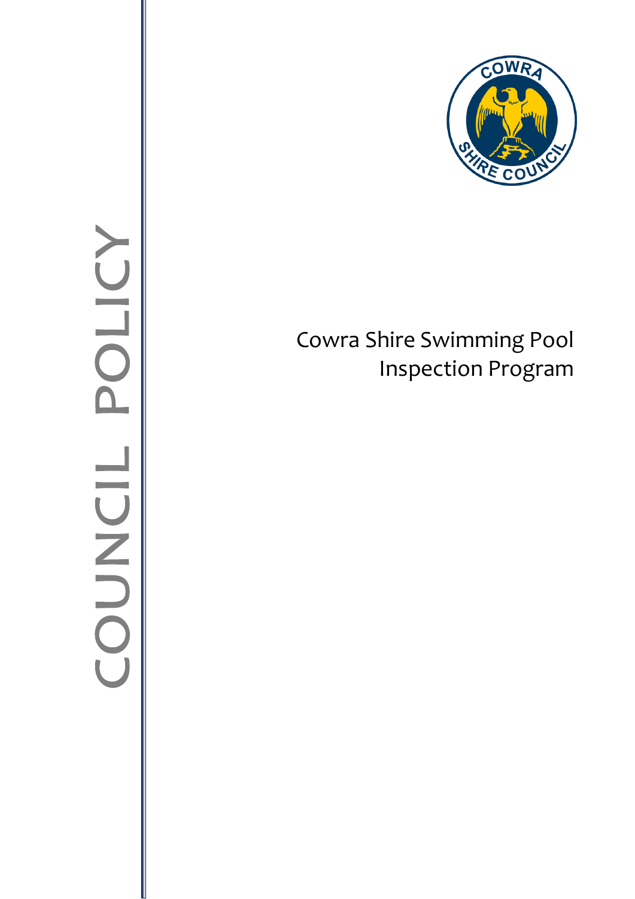COUNCIL POLICY

# Cowra Shire Swimming Pool Inspection Program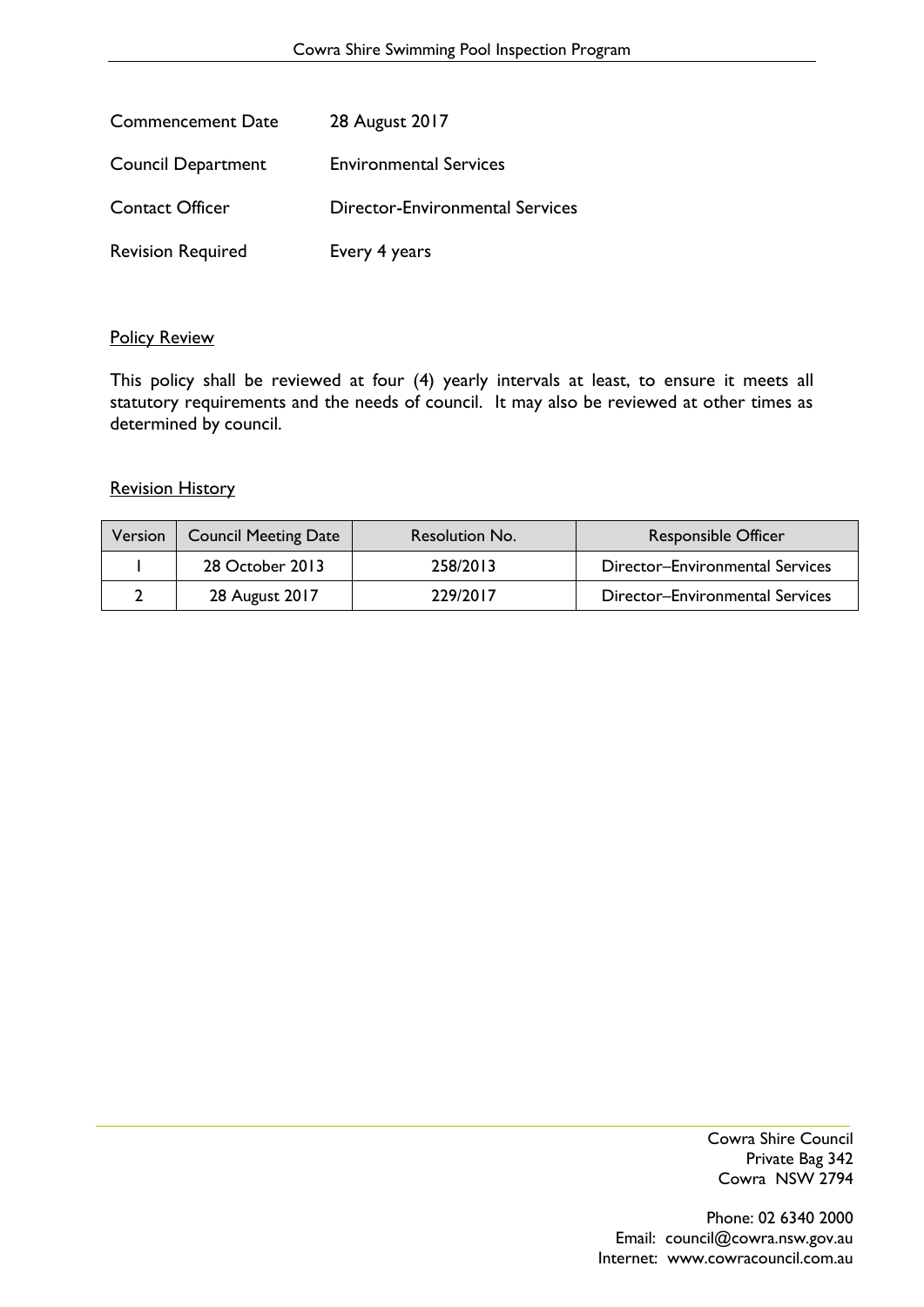| | |
|---|---|
| Commencement Date | 28 August 2017 |
| Council Department | Environmental Services |
| Contact Officer | Director-Environmental Services |
| Revision Required | Every 4 years |

## Policy Review

This policy shall be reviewed at four (4) yearly intervals at least, to ensure it meets all statutory requirements and the needs of council. It may also be reviewed at other times as determined by council.

## Revision History

| Version | Council Meeting Date | Resolution No. | Responsible Officer |
|---|---|---|---|
| 1 | 28 October 2013 | 258/2013 | Director–Environmental Services |
| 2 | 28 August 2017 | 229/2017 | Director–Environmental Services |

Cowra Shire Council
Private Bag 342
Cowra NSW 2794

Phone: 02 6340 2000
Email: council@cowra.nsw.gov.au
Internet: www.cowracouncil.com.au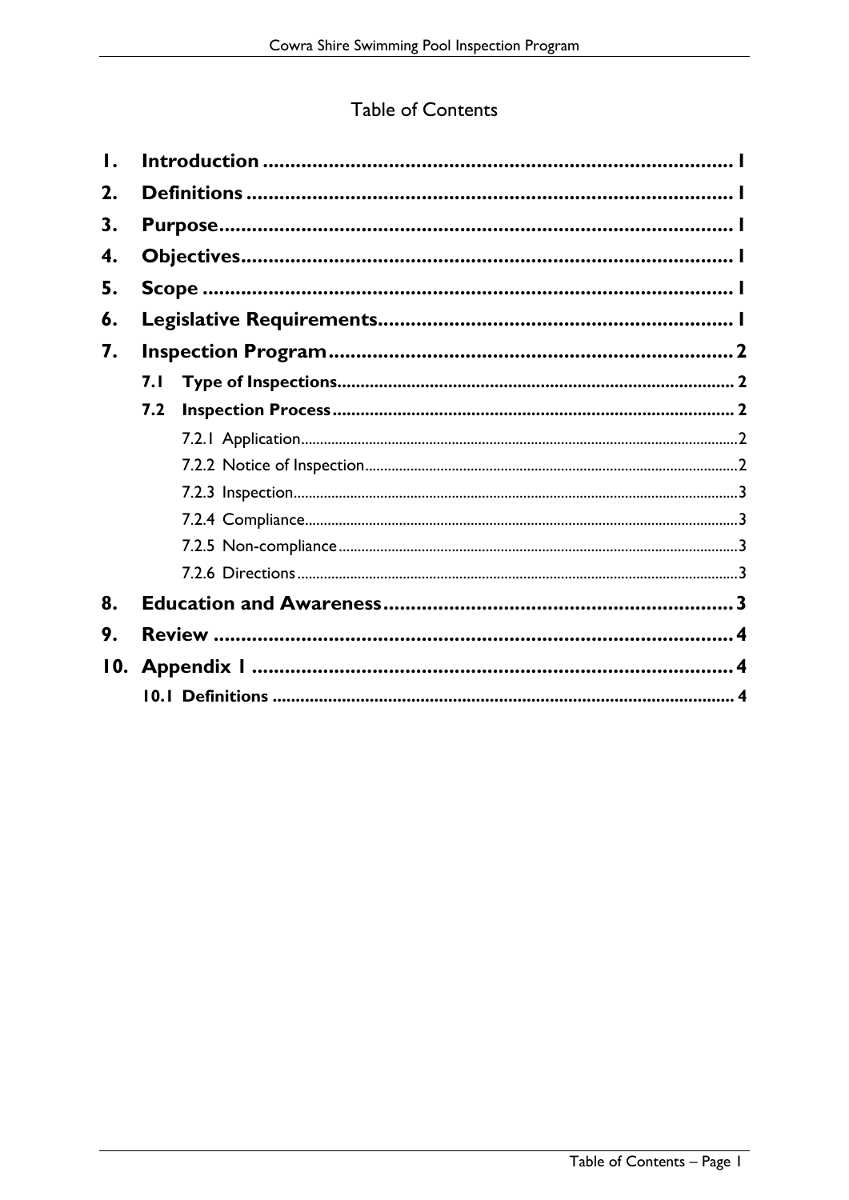# Table of Contents

1. **Introduction** .......... 1
2. **Definitions** .......... 1
3. **Purpose** .......... 1
4. **Objectives** .......... 1
5. **Scope** .......... 1
6. **Legislative Requirements** .......... 1
7. **Inspection Program** .......... 2
   - **7.1 Type of Inspections** .......... 2
   - **7.2 Inspection Process** .......... 2
     - 7.2.1 Application .......... 2
     - 7.2.2 Notice of Inspection .......... 2
     - 7.2.3 Inspection .......... 3
     - 7.2.4 Compliance .......... 3
     - 7.2.5 Non-compliance .......... 3
     - 7.2.6 Directions .......... 3
8. **Education and Awareness** .......... 3
9. **Review** .......... 4
10. **Appendix 1** .......... 4
    - **10.1 Definitions** .......... 4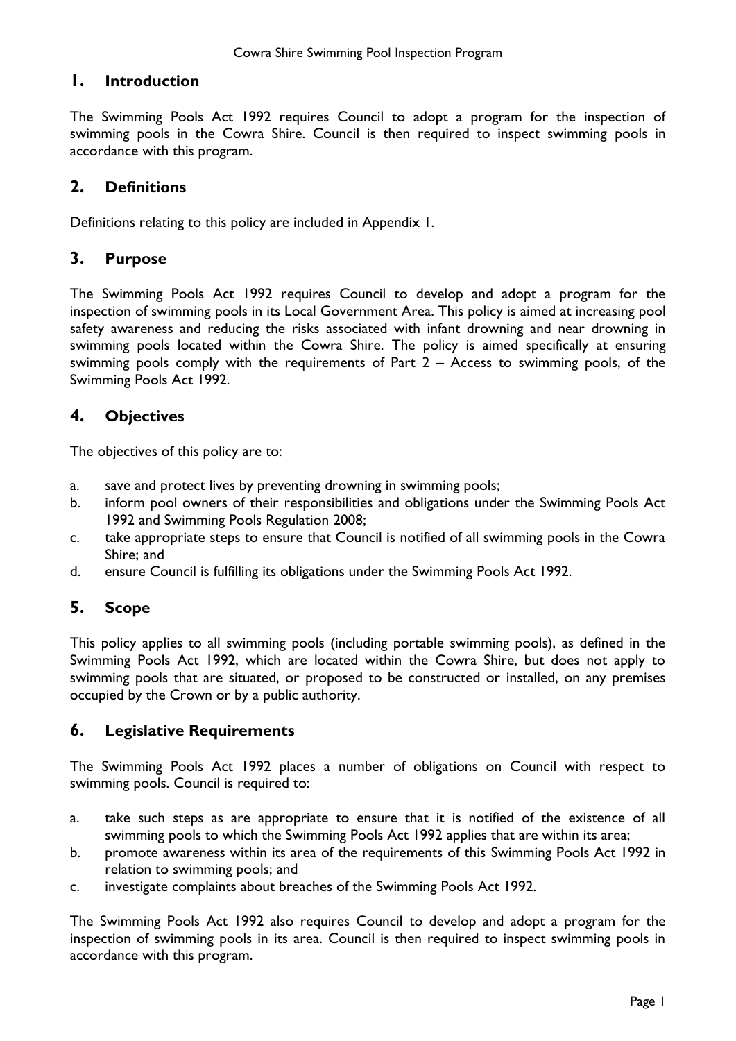## 1. Introduction

The Swimming Pools Act 1992 requires Council to adopt a program for the inspection of swimming pools in the Cowra Shire. Council is then required to inspect swimming pools in accordance with this program.

## 2. Definitions

Definitions relating to this policy are included in Appendix 1.

## 3. Purpose

The Swimming Pools Act 1992 requires Council to develop and adopt a program for the inspection of swimming pools in its Local Government Area. This policy is aimed at increasing pool safety awareness and reducing the risks associated with infant drowning and near drowning in swimming pools located within the Cowra Shire. The policy is aimed specifically at ensuring swimming pools comply with the requirements of Part 2 – Access to swimming pools, of the Swimming Pools Act 1992.

## 4. Objectives

The objectives of this policy are to:

a. save and protect lives by preventing drowning in swimming pools;
b. inform pool owners of their responsibilities and obligations under the Swimming Pools Act 1992 and Swimming Pools Regulation 2008;
c. take appropriate steps to ensure that Council is notified of all swimming pools in the Cowra Shire; and
d. ensure Council is fulfilling its obligations under the Swimming Pools Act 1992.

## 5. Scope

This policy applies to all swimming pools (including portable swimming pools), as defined in the Swimming Pools Act 1992, which are located within the Cowra Shire, but does not apply to swimming pools that are situated, or proposed to be constructed or installed, on any premises occupied by the Crown or by a public authority.

## 6. Legislative Requirements

The Swimming Pools Act 1992 places a number of obligations on Council with respect to swimming pools. Council is required to:

a. take such steps as are appropriate to ensure that it is notified of the existence of all swimming pools to which the Swimming Pools Act 1992 applies that are within its area;
b. promote awareness within its area of the requirements of this Swimming Pools Act 1992 in relation to swimming pools; and
c. investigate complaints about breaches of the Swimming Pools Act 1992.

The Swimming Pools Act 1992 also requires Council to develop and adopt a program for the inspection of swimming pools in its area. Council is then required to inspect swimming pools in accordance with this program.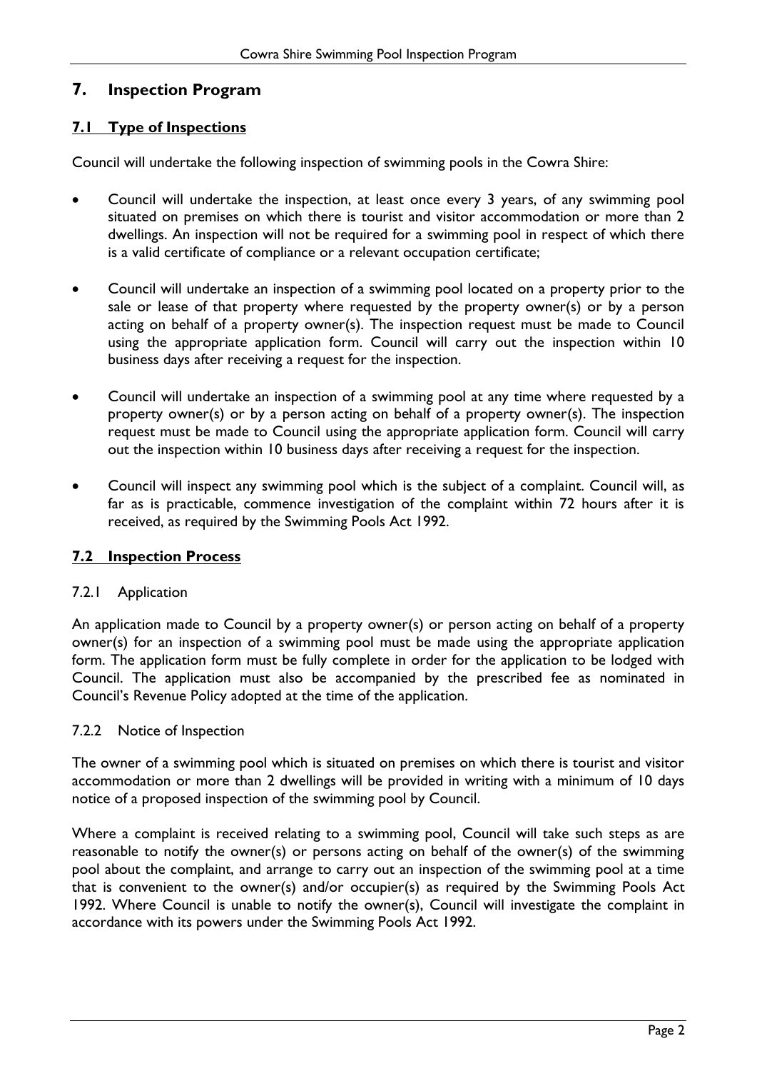## 7. Inspection Program

### 7.1 Type of Inspections

Council will undertake the following inspection of swimming pools in the Cowra Shire:

- Council will undertake the inspection, at least once every 3 years, of any swimming pool situated on premises on which there is tourist and visitor accommodation or more than 2 dwellings. An inspection will not be required for a swimming pool in respect of which there is a valid certificate of compliance or a relevant occupation certificate;
- Council will undertake an inspection of a swimming pool located on a property prior to the sale or lease of that property where requested by the property owner(s) or by a person acting on behalf of a property owner(s). The inspection request must be made to Council using the appropriate application form. Council will carry out the inspection within 10 business days after receiving a request for the inspection.
- Council will undertake an inspection of a swimming pool at any time where requested by a property owner(s) or by a person acting on behalf of a property owner(s). The inspection request must be made to Council using the appropriate application form. Council will carry out the inspection within 10 business days after receiving a request for the inspection.
- Council will inspect any swimming pool which is the subject of a complaint. Council will, as far as is practicable, commence investigation of the complaint within 72 hours after it is received, as required by the Swimming Pools Act 1992.

### 7.2 Inspection Process

#### 7.2.1 Application

An application made to Council by a property owner(s) or person acting on behalf of a property owner(s) for an inspection of a swimming pool must be made using the appropriate application form. The application form must be fully complete in order for the application to be lodged with Council. The application must also be accompanied by the prescribed fee as nominated in Council's Revenue Policy adopted at the time of the application.

#### 7.2.2 Notice of Inspection

The owner of a swimming pool which is situated on premises on which there is tourist and visitor accommodation or more than 2 dwellings will be provided in writing with a minimum of 10 days notice of a proposed inspection of the swimming pool by Council.

Where a complaint is received relating to a swimming pool, Council will take such steps as are reasonable to notify the owner(s) or persons acting on behalf of the owner(s) of the swimming pool about the complaint, and arrange to carry out an inspection of the swimming pool at a time that is convenient to the owner(s) and/or occupier(s) as required by the Swimming Pools Act 1992. Where Council is unable to notify the owner(s), Council will investigate the complaint in accordance with its powers under the Swimming Pools Act 1992.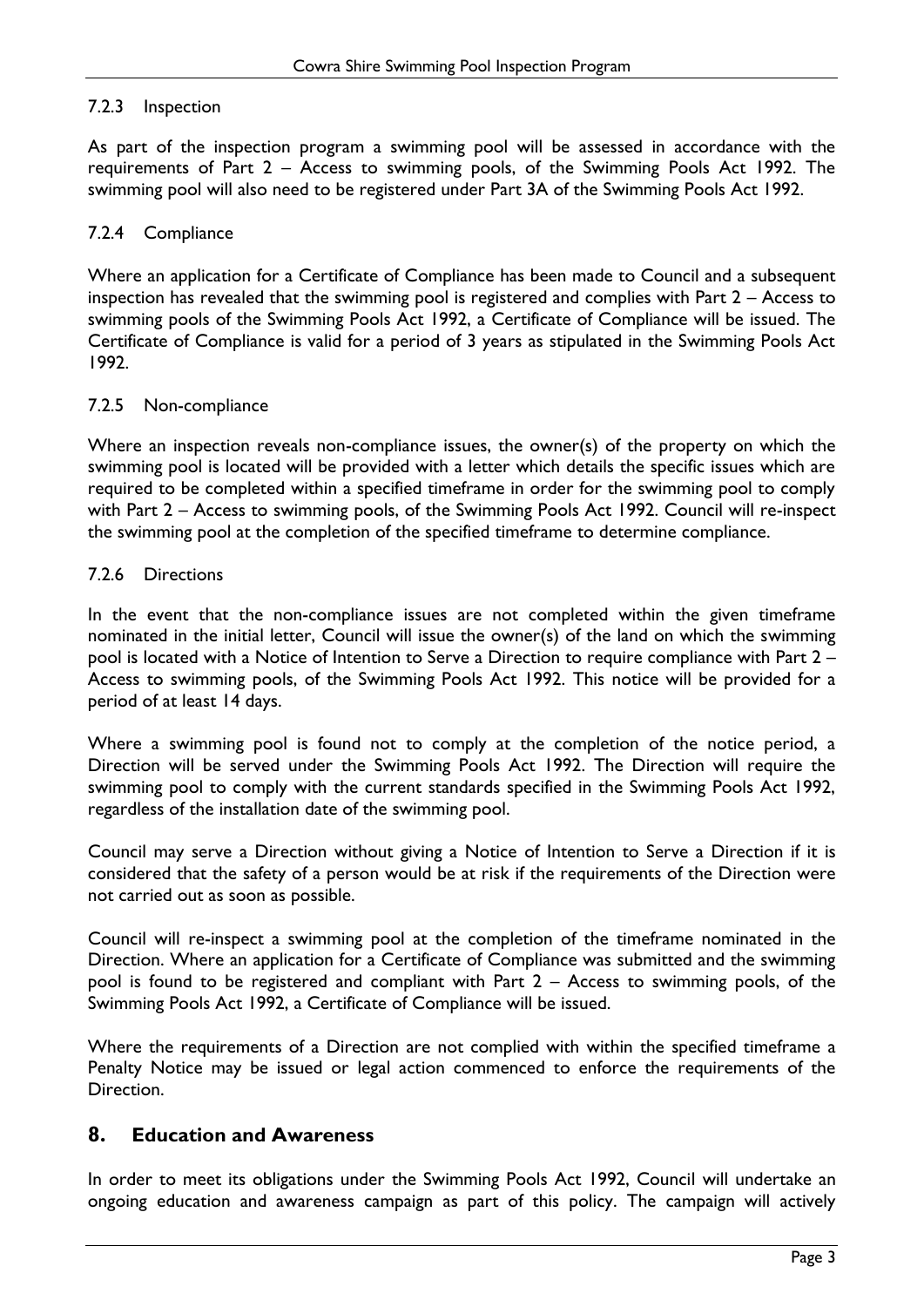#### 7.2.3 Inspection

As part of the inspection program a swimming pool will be assessed in accordance with the requirements of Part 2 – Access to swimming pools, of the Swimming Pools Act 1992. The swimming pool will also need to be registered under Part 3A of the Swimming Pools Act 1992.

#### 7.2.4 Compliance

Where an application for a Certificate of Compliance has been made to Council and a subsequent inspection has revealed that the swimming pool is registered and complies with Part 2 – Access to swimming pools of the Swimming Pools Act 1992, a Certificate of Compliance will be issued. The Certificate of Compliance is valid for a period of 3 years as stipulated in the Swimming Pools Act 1992.

#### 7.2.5 Non-compliance

Where an inspection reveals non-compliance issues, the owner(s) of the property on which the swimming pool is located will be provided with a letter which details the specific issues which are required to be completed within a specified timeframe in order for the swimming pool to comply with Part 2 – Access to swimming pools, of the Swimming Pools Act 1992. Council will re-inspect the swimming pool at the completion of the specified timeframe to determine compliance.

#### 7.2.6 Directions

In the event that the non-compliance issues are not completed within the given timeframe nominated in the initial letter, Council will issue the owner(s) of the land on which the swimming pool is located with a Notice of Intention to Serve a Direction to require compliance with Part 2 – Access to swimming pools, of the Swimming Pools Act 1992. This notice will be provided for a period of at least 14 days.

Where a swimming pool is found not to comply at the completion of the notice period, a Direction will be served under the Swimming Pools Act 1992. The Direction will require the swimming pool to comply with the current standards specified in the Swimming Pools Act 1992, regardless of the installation date of the swimming pool.

Council may serve a Direction without giving a Notice of Intention to Serve a Direction if it is considered that the safety of a person would be at risk if the requirements of the Direction were not carried out as soon as possible.

Council will re-inspect a swimming pool at the completion of the timeframe nominated in the Direction. Where an application for a Certificate of Compliance was submitted and the swimming pool is found to be registered and compliant with Part 2 – Access to swimming pools, of the Swimming Pools Act 1992, a Certificate of Compliance will be issued.

Where the requirements of a Direction are not complied with within the specified timeframe a Penalty Notice may be issued or legal action commenced to enforce the requirements of the Direction.

## 8. Education and Awareness

In order to meet its obligations under the Swimming Pools Act 1992, Council will undertake an ongoing education and awareness campaign as part of this policy. The campaign will actively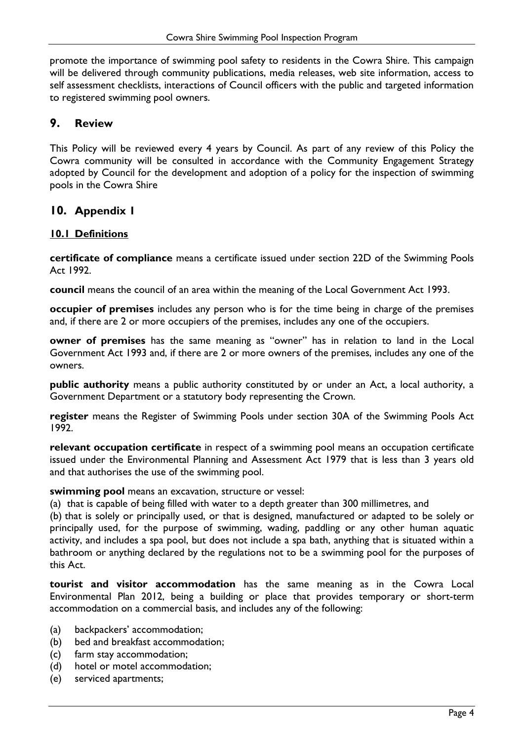promote the importance of swimming pool safety to residents in the Cowra Shire. This campaign will be delivered through community publications, media releases, web site information, access to self assessment checklists, interactions of Council officers with the public and targeted information to registered swimming pool owners.

## 9. Review

This Policy will be reviewed every 4 years by Council. As part of any review of this Policy the Cowra community will be consulted in accordance with the Community Engagement Strategy adopted by Council for the development and adoption of a policy for the inspection of swimming pools in the Cowra Shire

## 10. Appendix 1

### 10.1 Definitions

**certificate of compliance** means a certificate issued under section 22D of the Swimming Pools Act 1992.

**council** means the council of an area within the meaning of the Local Government Act 1993.

**occupier of premises** includes any person who is for the time being in charge of the premises and, if there are 2 or more occupiers of the premises, includes any one of the occupiers.

**owner of premises** has the same meaning as "owner" has in relation to land in the Local Government Act 1993 and, if there are 2 or more owners of the premises, includes any one of the owners.

**public authority** means a public authority constituted by or under an Act, a local authority, a Government Department or a statutory body representing the Crown.

**register** means the Register of Swimming Pools under section 30A of the Swimming Pools Act 1992.

**relevant occupation certificate** in respect of a swimming pool means an occupation certificate issued under the Environmental Planning and Assessment Act 1979 that is less than 3 years old and that authorises the use of the swimming pool.

**swimming pool** means an excavation, structure or vessel:

(a) that is capable of being filled with water to a depth greater than 300 millimetres, and

(b) that is solely or principally used, or that is designed, manufactured or adapted to be solely or principally used, for the purpose of swimming, wading, paddling or any other human aquatic activity, and includes a spa pool, but does not include a spa bath, anything that is situated within a bathroom or anything declared by the regulations not to be a swimming pool for the purposes of this Act.

**tourist and visitor accommodation** has the same meaning as in the Cowra Local Environmental Plan 2012, being a building or place that provides temporary or short-term accommodation on a commercial basis, and includes any of the following:

(a) backpackers' accommodation;
(b) bed and breakfast accommodation;
(c) farm stay accommodation;
(d) hotel or motel accommodation;
(e) serviced apartments;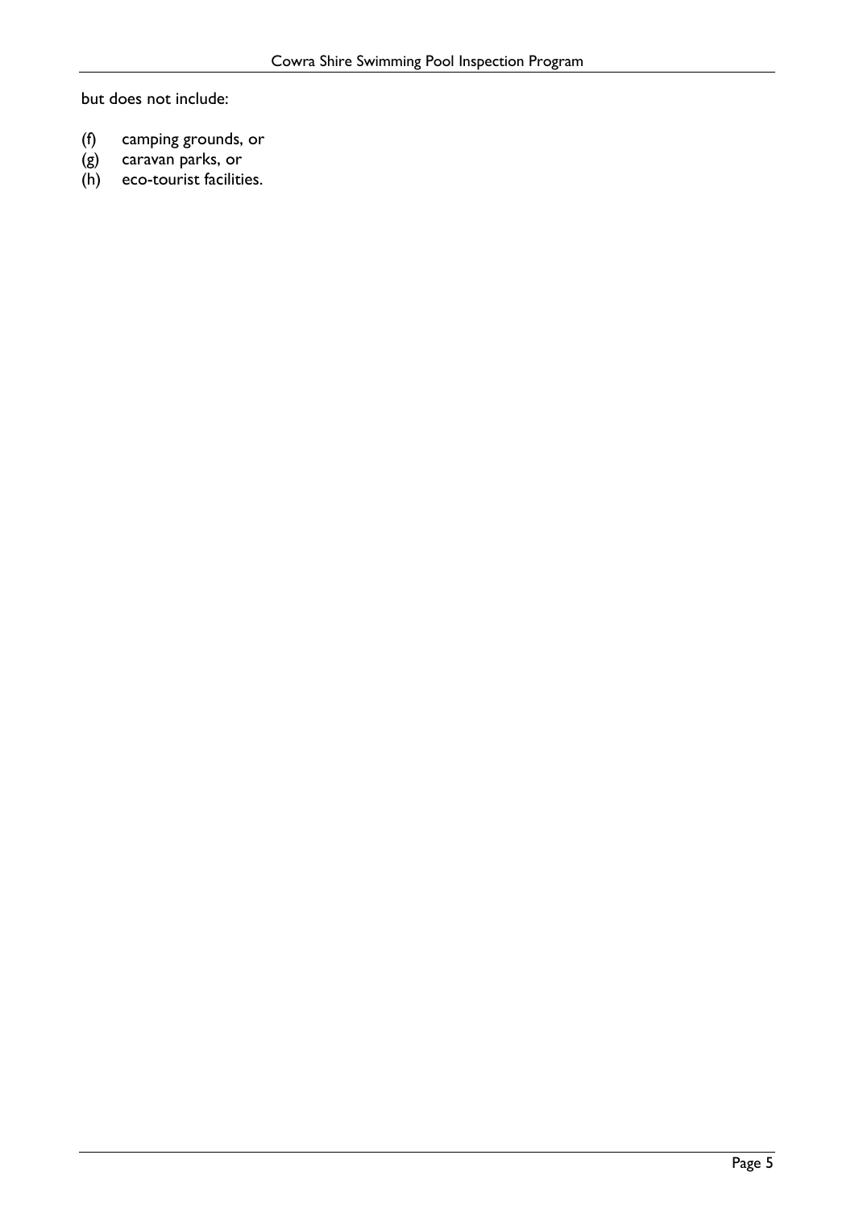but does not include:

(f) camping grounds, or
(g) caravan parks, or
(h) eco-tourist facilities.